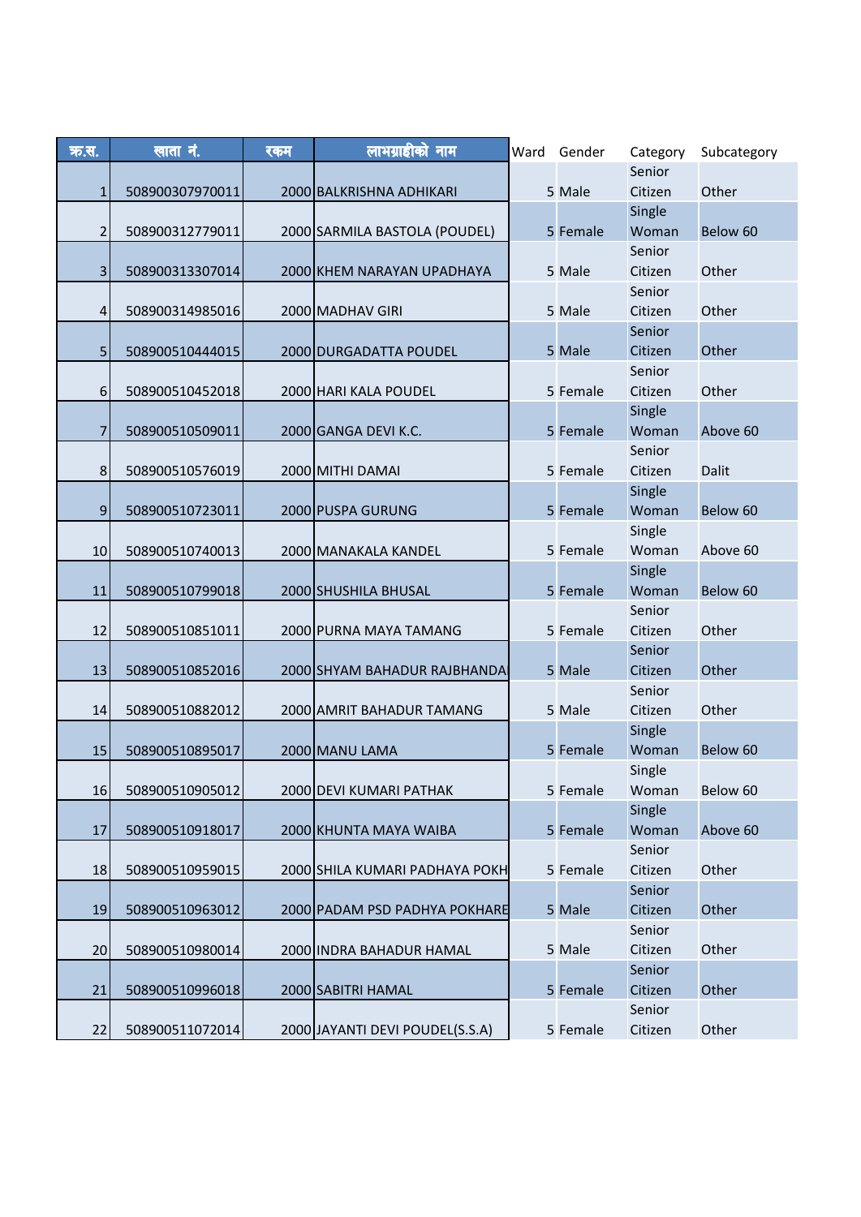| क्र.स. | खाता नं. | रकम | लाभग्राहीको नाम | Ward | Gender | Category | Subcategory |
|---|---|---|---|---|---|---|---|
| 1 | 508900307970011 | 2000 | BALKRISHNA ADHIKARI | 5 | Male | Senior Citizen | Other |
| 2 | 508900312779011 | 2000 | SARMILA BASTOLA (POUDEL) | 5 | Female | Single Woman | Below 60 |
| 3 | 508900313307014 | 2000 | KHEM NARAYAN UPADHAYA | 5 | Male | Senior Citizen | Other |
| 4 | 508900314985016 | 2000 | MADHAV GIRI | 5 | Male | Senior Citizen | Other |
| 5 | 508900510444015 | 2000 | DURGADATTA POUDEL | 5 | Male | Senior Citizen | Other |
| 6 | 508900510452018 | 2000 | HARI KALA POUDEL | 5 | Female | Senior Citizen | Other |
| 7 | 508900510509011 | 2000 | GANGA DEVI K.C. | 5 | Female | Single Woman | Above 60 |
| 8 | 508900510576019 | 2000 | MITHI DAMAI | 5 | Female | Senior Citizen | Dalit |
| 9 | 508900510723011 | 2000 | PUSPA GURUNG | 5 | Female | Single Woman | Below 60 |
| 10 | 508900510740013 | 2000 | MANAKALA KANDEL | 5 | Female | Single Woman | Above 60 |
| 11 | 508900510799018 | 2000 | SHUSHILA BHUSAL | 5 | Female | Single Woman | Below 60 |
| 12 | 508900510851011 | 2000 | PURNA MAYA TAMANG | 5 | Female | Senior Citizen | Other |
| 13 | 508900510852016 | 2000 | SHYAM BAHADUR RAJBHANDA | 5 | Male | Senior Citizen | Other |
| 14 | 508900510882012 | 2000 | AMRIT BAHADUR TAMANG | 5 | Male | Senior Citizen | Other |
| 15 | 508900510895017 | 2000 | MANU LAMA | 5 | Female | Single Woman | Below 60 |
| 16 | 508900510905012 | 2000 | DEVI KUMARI PATHAK | 5 | Female | Single Woman | Below 60 |
| 17 | 508900510918017 | 2000 | KHUNTA MAYA WAIBA | 5 | Female | Single Woman | Above 60 |
| 18 | 508900510959015 | 2000 | SHILA KUMARI PADHAYA POKH | 5 | Female | Senior Citizen | Other |
| 19 | 508900510963012 | 2000 | PADAM PSD PADHYA POKHARE | 5 | Male | Senior Citizen | Other |
| 20 | 508900510980014 | 2000 | INDRA BAHADUR HAMAL | 5 | Male | Senior Citizen | Other |
| 21 | 508900510996018 | 2000 | SABITRI HAMAL | 5 | Female | Senior Citizen | Other |
| 22 | 508900511072014 | 2000 | JAYANTI DEVI POUDEL(S.S.A) | 5 | Female | Senior Citizen | Other |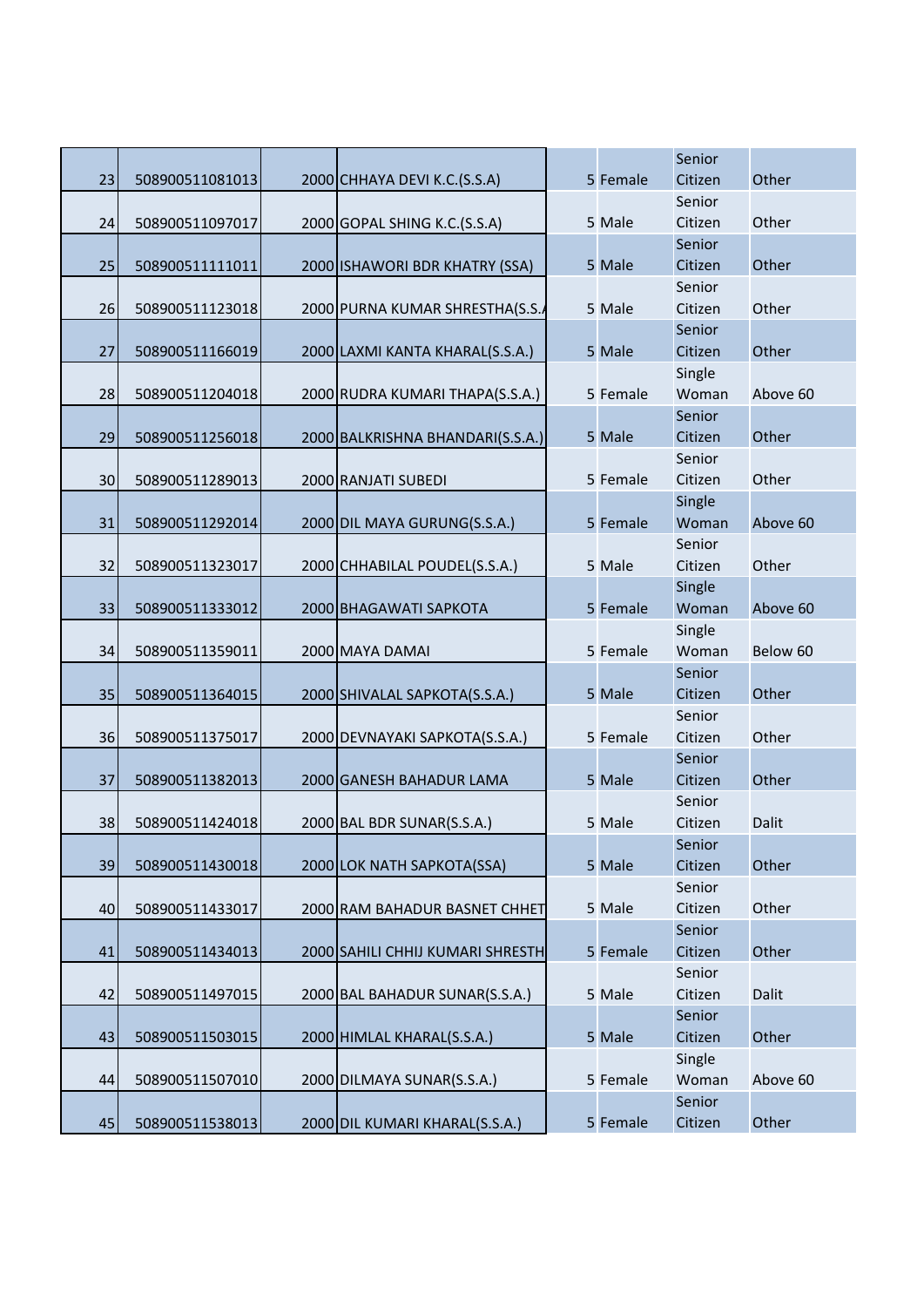| | | | | | | | | |
|---|---|---|---|---|---|---|---|---|
| 23 | 508900511081013 | 2000 | CHHAYA DEVI K.C.(S.S.A) | | 5 | Female | Senior Citizen | Other |
| 24 | 508900511097017 | 2000 | GOPAL SHING K.C.(S.S.A) | | 5 | Male | Senior Citizen | Other |
| 25 | 508900511111011 | 2000 | ISHAWORI BDR KHATRY (SSA) | | 5 | Male | Senior Citizen | Other |
| 26 | 508900511123018 | 2000 | PURNA KUMAR SHRESTHA(S.S./ | | 5 | Male | Senior Citizen | Other |
| 27 | 508900511166019 | 2000 | LAXMI KANTA KHARAL(S.S.A.) | | 5 | Male | Senior Citizen | Other |
| 28 | 508900511204018 | 2000 | RUDRA KUMARI THAPA(S.S.A.) | | 5 | Female | Single Woman | Above 60 |
| 29 | 508900511256018 | 2000 | BALKRISHNA BHANDARI(S.S.A.) | | 5 | Male | Senior Citizen | Other |
| 30 | 508900511289013 | 2000 | RANJATI SUBEDI | | 5 | Female | Senior Citizen | Other |
| 31 | 508900511292014 | 2000 | DIL MAYA GURUNG(S.S.A.) | | 5 | Female | Single Woman | Above 60 |
| 32 | 508900511323017 | 2000 | CHHABILAL POUDEL(S.S.A.) | | 5 | Male | Senior Citizen | Other |
| 33 | 508900511333012 | 2000 | BHAGAWATI SAPKOTA | | 5 | Female | Single Woman | Above 60 |
| 34 | 508900511359011 | 2000 | MAYA DAMAI | | 5 | Female | Single Woman | Below 60 |
| 35 | 508900511364015 | 2000 | SHIVALAL SAPKOTA(S.S.A.) | | 5 | Male | Senior Citizen | Other |
| 36 | 508900511375017 | 2000 | DEVNAYAKI SAPKOTA(S.S.A.) | | 5 | Female | Senior Citizen | Other |
| 37 | 508900511382013 | 2000 | GANESH BAHADUR LAMA | | 5 | Male | Senior Citizen | Other |
| 38 | 508900511424018 | 2000 | BAL BDR SUNAR(S.S.A.) | | 5 | Male | Senior Citizen | Dalit |
| 39 | 508900511430018 | 2000 | LOK NATH SAPKOTA(SSA) | | 5 | Male | Senior Citizen | Other |
| 40 | 508900511433017 | 2000 | RAM BAHADUR BASNET CHHET | | 5 | Male | Senior Citizen | Other |
| 41 | 508900511434013 | 2000 | SAHILI CHHIJ KUMARI SHRESTH | | 5 | Female | Senior Citizen | Other |
| 42 | 508900511497015 | 2000 | BAL BAHADUR SUNAR(S.S.A.) | | 5 | Male | Senior Citizen | Dalit |
| 43 | 508900511503015 | 2000 | HIMLAL KHARAL(S.S.A.) | | 5 | Male | Senior Citizen | Other |
| 44 | 508900511507010 | 2000 | DILMAYA SUNAR(S.S.A.) | | 5 | Female | Single Woman | Above 60 |
| 45 | 508900511538013 | 2000 | DIL KUMARI KHARAL(S.S.A.) | | 5 | Female | Senior Citizen | Other |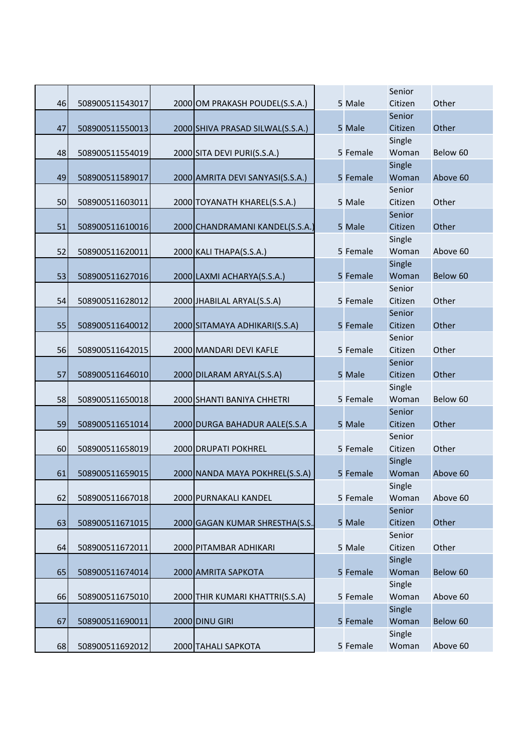| | | | | | | | |
|---|---|---|---|---|---|---|---|
| 46 | 508900511543017 | 2000 | OM PRAKASH POUDEL(S.S.A.) | 5 | Male | Senior Citizen | Other |
| 47 | 508900511550013 | 2000 | SHIVA PRASAD SILWAL(S.S.A.) | 5 | Male | Senior Citizen | Other |
| 48 | 508900511554019 | 2000 | SITA DEVI PURI(S.S.A.) | 5 | Female | Single Woman | Below 60 |
| 49 | 508900511589017 | 2000 | AMRITA DEVI SANYASI(S.S.A.) | 5 | Female | Single Woman | Above 60 |
| 50 | 508900511603011 | 2000 | TOYANATH KHAREL(S.S.A.) | 5 | Male | Senior Citizen | Other |
| 51 | 508900511610016 | 2000 | CHANDRAMANI KANDEL(S.S.A.) | 5 | Male | Senior Citizen | Other |
| 52 | 508900511620011 | 2000 | KALI THAPA(S.S.A.) | 5 | Female | Single Woman | Above 60 |
| 53 | 508900511627016 | 2000 | LAXMI ACHARYA(S.S.A.) | 5 | Female | Single Woman | Below 60 |
| 54 | 508900511628012 | 2000 | JHABILAL ARYAL(S.S.A) | 5 | Female | Senior Citizen | Other |
| 55 | 508900511640012 | 2000 | SITAMAYA ADHIKARI(S.S.A) | 5 | Female | Senior Citizen | Other |
| 56 | 508900511642015 | 2000 | MANDARI DEVI KAFLE | 5 | Female | Senior Citizen | Other |
| 57 | 508900511646010 | 2000 | DILARAM ARYAL(S.S.A) | 5 | Male | Senior Citizen | Other |
| 58 | 508900511650018 | 2000 | SHANTI BANIYA CHHETRI | 5 | Female | Single Woman | Below 60 |
| 59 | 508900511651014 | 2000 | DURGA BAHADUR AALE(S.S.A | 5 | Male | Senior Citizen | Other |
| 60 | 508900511658019 | 2000 | DRUPATI POKHREL | 5 | Female | Senior Citizen | Other |
| 61 | 508900511659015 | 2000 | NANDA MAYA POKHREL(S.S.A) | 5 | Female | Single Woman | Above 60 |
| 62 | 508900511667018 | 2000 | PURNAKALI KANDEL | 5 | Female | Single Woman | Above 60 |
| 63 | 508900511671015 | 2000 | GAGAN KUMAR SHRESTHA(S.S. | 5 | Male | Senior Citizen | Other |
| 64 | 508900511672011 | 2000 | PITAMBAR ADHIKARI | 5 | Male | Senior Citizen | Other |
| 65 | 508900511674014 | 2000 | AMRITA SAPKOTA | 5 | Female | Single Woman | Below 60 |
| 66 | 508900511675010 | 2000 | THIR KUMARI KHATTRI(S.S.A) | 5 | Female | Single Woman | Above 60 |
| 67 | 508900511690011 | 2000 | DINU GIRI | 5 | Female | Single Woman | Below 60 |
| 68 | 508900511692012 | 2000 | TAHALI SAPKOTA | 5 | Female | Single Woman | Above 60 |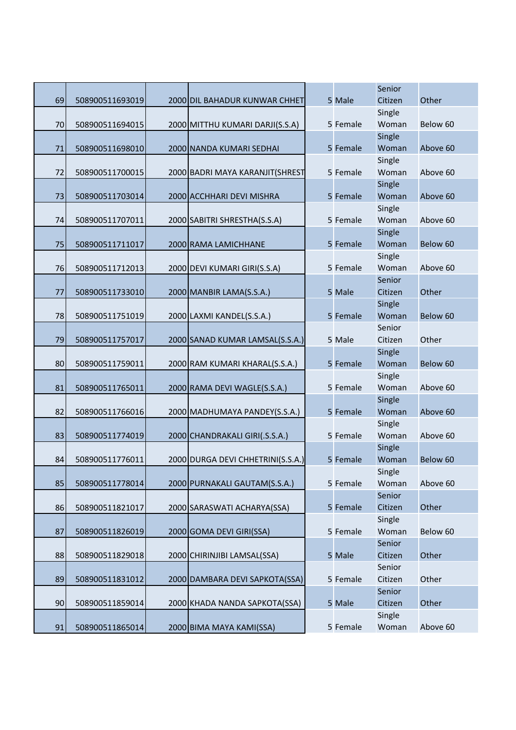| | | | | | | | |
|---|---|---|---|---|---|---|---|
| 69 | 508900511693019 | 2000 | DIL BAHADUR KUNWAR CHHET | 5 | Male | Senior Citizen | Other |
| 70 | 508900511694015 | 2000 | MITTHU KUMARI DARJI(S.S.A) | 5 | Female | Single Woman | Below 60 |
| 71 | 508900511698010 | 2000 | NANDA KUMARI SEDHAI | 5 | Female | Single Woman | Above 60 |
| 72 | 508900511700015 | 2000 | BADRI MAYA KARANJIT(SHREST | 5 | Female | Single Woman | Above 60 |
| 73 | 508900511703014 | 2000 | ACCHHARI DEVI MISHRA | 5 | Female | Single Woman | Above 60 |
| 74 | 508900511707011 | 2000 | SABITRI SHRESTHA(S.S.A) | 5 | Female | Single Woman | Above 60 |
| 75 | 508900511711017 | 2000 | RAMA LAMICHHANE | 5 | Female | Single Woman | Below 60 |
| 76 | 508900511712013 | 2000 | DEVI KUMARI GIRI(S.S.A) | 5 | Female | Single Woman | Above 60 |
| 77 | 508900511733010 | 2000 | MANBIR LAMA(S.S.A.) | 5 | Male | Senior Citizen | Other |
| 78 | 508900511751019 | 2000 | LAXMI KANDEL(S.S.A.) | 5 | Female | Single Woman | Below 60 |
| 79 | 508900511757017 | 2000 | SANAD KUMAR LAMSAL(S.S.A.) | 5 | Male | Senior Citizen | Other |
| 80 | 508900511759011 | 2000 | RAM KUMARI KHARAL(S.S.A.) | 5 | Female | Single Woman | Below 60 |
| 81 | 508900511765011 | 2000 | RAMA DEVI WAGLE(S.S.A.) | 5 | Female | Single Woman | Above 60 |
| 82 | 508900511766016 | 2000 | MADHUMAYA PANDEY(S.S.A.) | 5 | Female | Single Woman | Above 60 |
| 83 | 508900511774019 | 2000 | CHANDRAKALI GIRI(.S.S.A.) | 5 | Female | Single Woman | Above 60 |
| 84 | 508900511776011 | 2000 | DURGA DEVI CHHETRINI(S.S.A.) | 5 | Female | Single Woman | Below 60 |
| 85 | 508900511778014 | 2000 | PURNAKALI GAUTAM(S.S.A.) | 5 | Female | Single Woman | Above 60 |
| 86 | 508900511821017 | 2000 | SARASWATI ACHARYA(SSA) | 5 | Female | Senior Citizen | Other |
| 87 | 508900511826019 | 2000 | GOMA DEVI GIRI(SSA) | 5 | Female | Single Woman | Below 60 |
| 88 | 508900511829018 | 2000 | CHIRINJIBI LAMSAL(SSA) | 5 | Male | Senior Citizen | Other |
| 89 | 508900511831012 | 2000 | DAMBARA DEVI SAPKOTA(SSA) | 5 | Female | Senior Citizen | Other |
| 90 | 508900511859014 | 2000 | KHADA NANDA SAPKOTA(SSA) | 5 | Male | Senior Citizen | Other |
| 91 | 508900511865014 | 2000 | BIMA MAYA KAMI(SSA) | 5 | Female | Single Woman | Above 60 |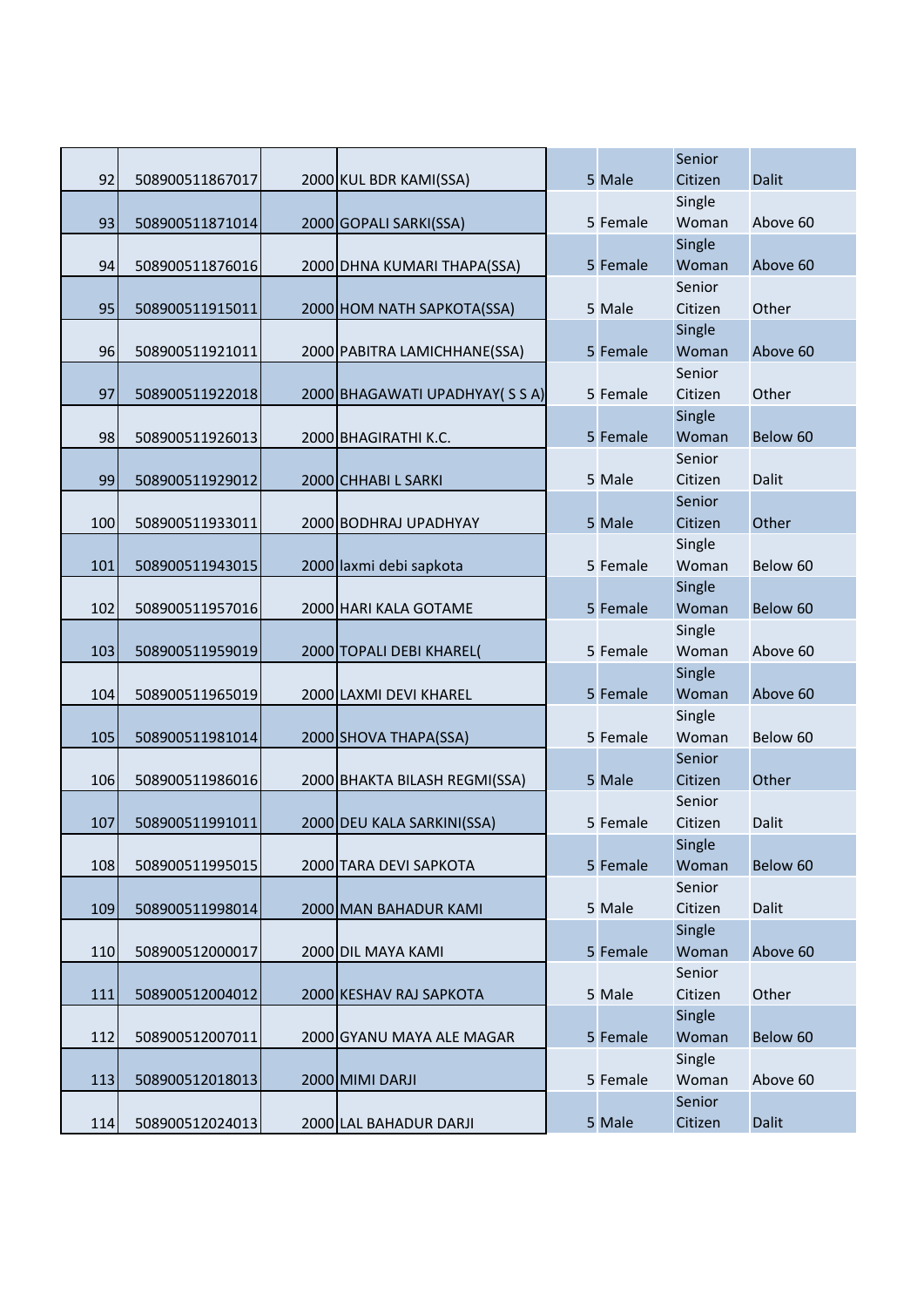| | | | | | | | |
|---|---|---|---|---|---|---|---|
| 92 | 508900511867017 | 2000 | KUL BDR KAMI(SSA) | 5 | Male | Senior Citizen | Dalit |
| 93 | 508900511871014 | 2000 | GOPALI SARKI(SSA) | 5 | Female | Single Woman | Above 60 |
| 94 | 508900511876016 | 2000 | DHNA KUMARI THAPA(SSA) | 5 | Female | Single Woman | Above 60 |
| 95 | 508900511915011 | 2000 | HOM NATH SAPKOTA(SSA) | 5 | Male | Senior Citizen | Other |
| 96 | 508900511921011 | 2000 | PABITRA LAMICHHANE(SSA) | 5 | Female | Single Woman | Above 60 |
| 97 | 508900511922018 | 2000 | BHAGAWATI UPADHYAY( S S A) | 5 | Female | Senior Citizen | Other |
| 98 | 508900511926013 | 2000 | BHAGIRATHI K.C. | 5 | Female | Single Woman | Below 60 |
| 99 | 508900511929012 | 2000 | CHHABI L SARKI | 5 | Male | Senior Citizen | Dalit |
| 100 | 508900511933011 | 2000 | BODHRAJ UPADHYAY | 5 | Male | Senior Citizen | Other |
| 101 | 508900511943015 | 2000 | laxmi debi sapkota | 5 | Female | Single Woman | Below 60 |
| 102 | 508900511957016 | 2000 | HARI KALA GOTAME | 5 | Female | Single Woman | Below 60 |
| 103 | 508900511959019 | 2000 | TOPALI DEBI KHAREL( | 5 | Female | Single Woman | Above 60 |
| 104 | 508900511965019 | 2000 | LAXMI DEVI KHAREL | 5 | Female | Single Woman | Above 60 |
| 105 | 508900511981014 | 2000 | SHOVA THAPA(SSA) | 5 | Female | Single Woman | Below 60 |
| 106 | 508900511986016 | 2000 | BHAKTA BILASH REGMI(SSA) | 5 | Male | Senior Citizen | Other |
| 107 | 508900511991011 | 2000 | DEU KALA SARKINI(SSA) | 5 | Female | Senior Citizen | Dalit |
| 108 | 508900511995015 | 2000 | TARA DEVI SAPKOTA | 5 | Female | Single Woman | Below 60 |
| 109 | 508900511998014 | 2000 | MAN BAHADUR KAMI | 5 | Male | Senior Citizen | Dalit |
| 110 | 508900512000017 | 2000 | DIL MAYA KAMI | 5 | Female | Single Woman | Above 60 |
| 111 | 508900512004012 | 2000 | KESHAV RAJ SAPKOTA | 5 | Male | Senior Citizen | Other |
| 112 | 508900512007011 | 2000 | GYANU MAYA ALE MAGAR | 5 | Female | Single Woman | Below 60 |
| 113 | 508900512018013 | 2000 | MIMI DARJI | 5 | Female | Single Woman | Above 60 |
| 114 | 508900512024013 | 2000 | LAL BAHADUR DARJI | 5 | Male | Senior Citizen | Dalit |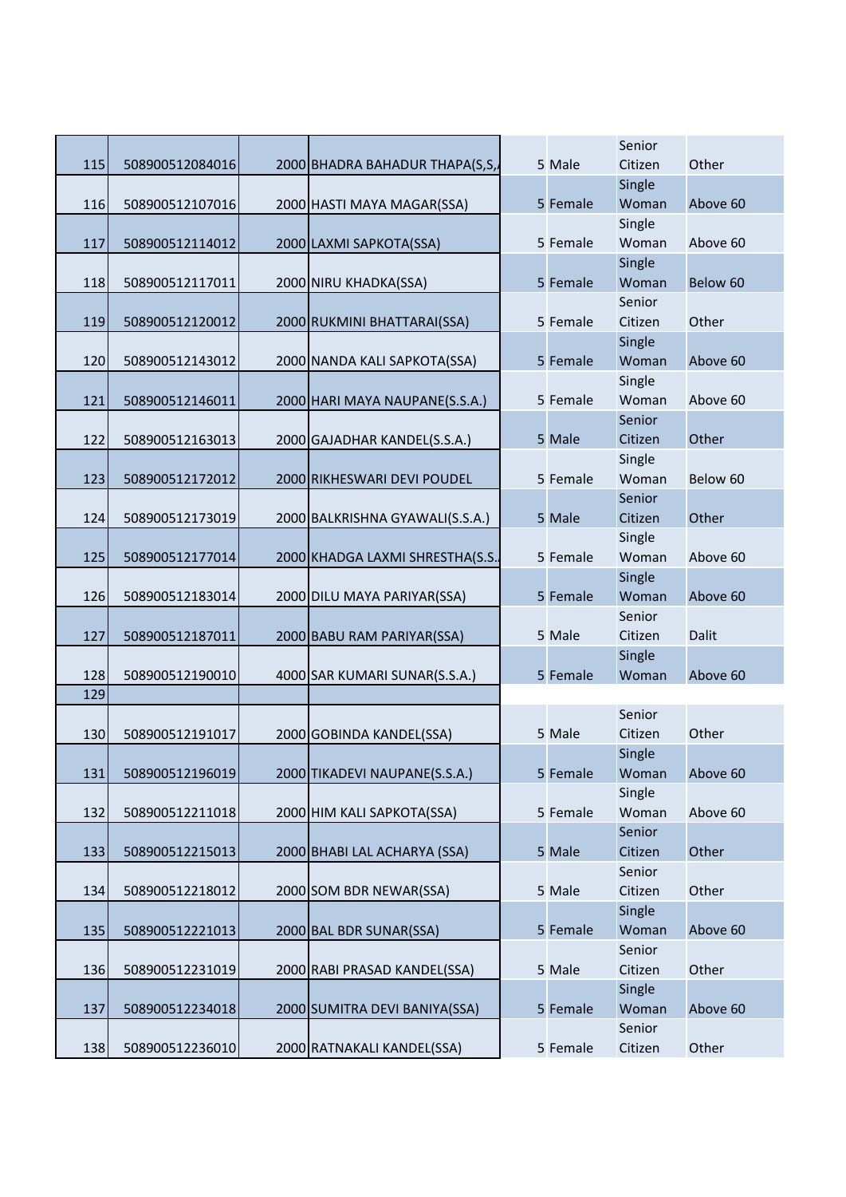| | | | | | | | |
|---|---|---|---|---|---|---|---|
| 115 | 508900512084016 | 2000 | BHADRA BAHADUR THAPA(S,S,/ | 5 | Male | Senior Citizen | Other |
| 116 | 508900512107016 | 2000 | HASTI MAYA MAGAR(SSA) | 5 | Female | Single Woman | Above 60 |
| 117 | 508900512114012 | 2000 | LAXMI SAPKOTA(SSA) | 5 | Female | Single Woman | Above 60 |
| 118 | 508900512117011 | 2000 | NIRU KHADKA(SSA) | 5 | Female | Single Woman | Below 60 |
| 119 | 508900512120012 | 2000 | RUKMINI BHATTARAI(SSA) | 5 | Female | Senior Citizen | Other |
| 120 | 508900512143012 | 2000 | NANDA KALI SAPKOTA(SSA) | 5 | Female | Single Woman | Above 60 |
| 121 | 508900512146011 | 2000 | HARI MAYA NAUPANE(S.S.A.) | 5 | Female | Single Woman | Above 60 |
| 122 | 508900512163013 | 2000 | GAJADHAR KANDEL(S.S.A.) | 5 | Male | Senior Citizen | Other |
| 123 | 508900512172012 | 2000 | RIKHESWARI DEVI POUDEL | 5 | Female | Single Woman | Below 60 |
| 124 | 508900512173019 | 2000 | BALKRISHNA GYAWALI(S.S.A.) | 5 | Male | Senior Citizen | Other |
| 125 | 508900512177014 | 2000 | KHADGA LAXMI SHRESTHA(S.S. | 5 | Female | Single Woman | Above 60 |
| 126 | 508900512183014 | 2000 | DILU MAYA PARIYAR(SSA) | 5 | Female | Single Woman | Above 60 |
| 127 | 508900512187011 | 2000 | BABU RAM PARIYAR(SSA) | 5 | Male | Senior Citizen | Dalit |
| 128 | 508900512190010 | 4000 | SAR KUMARI SUNAR(S.S.A.) | 5 | Female | Single Woman | Above 60 |
| 129 | | | | | | | |
| 130 | 508900512191017 | 2000 | GOBINDA KANDEL(SSA) | 5 | Male | Senior Citizen | Other |
| 131 | 508900512196019 | 2000 | TIKADEVI NAUPANE(S.S.A.) | 5 | Female | Single Woman | Above 60 |
| 132 | 508900512211018 | 2000 | HIM KALI SAPKOTA(SSA) | 5 | Female | Single Woman | Above 60 |
| 133 | 508900512215013 | 2000 | BHABI LAL ACHARYA (SSA) | 5 | Male | Senior Citizen | Other |
| 134 | 508900512218012 | 2000 | SOM BDR NEWAR(SSA) | 5 | Male | Senior Citizen | Other |
| 135 | 508900512221013 | 2000 | BAL BDR SUNAR(SSA) | 5 | Female | Single Woman | Above 60 |
| 136 | 508900512231019 | 2000 | RABI PRASAD KANDEL(SSA) | 5 | Male | Senior Citizen | Other |
| 137 | 508900512234018 | 2000 | SUMITRA DEVI BANIYA(SSA) | 5 | Female | Single Woman | Above 60 |
| 138 | 508900512236010 | 2000 | RATNAKALI KANDEL(SSA) | 5 | Female | Senior Citizen | Other |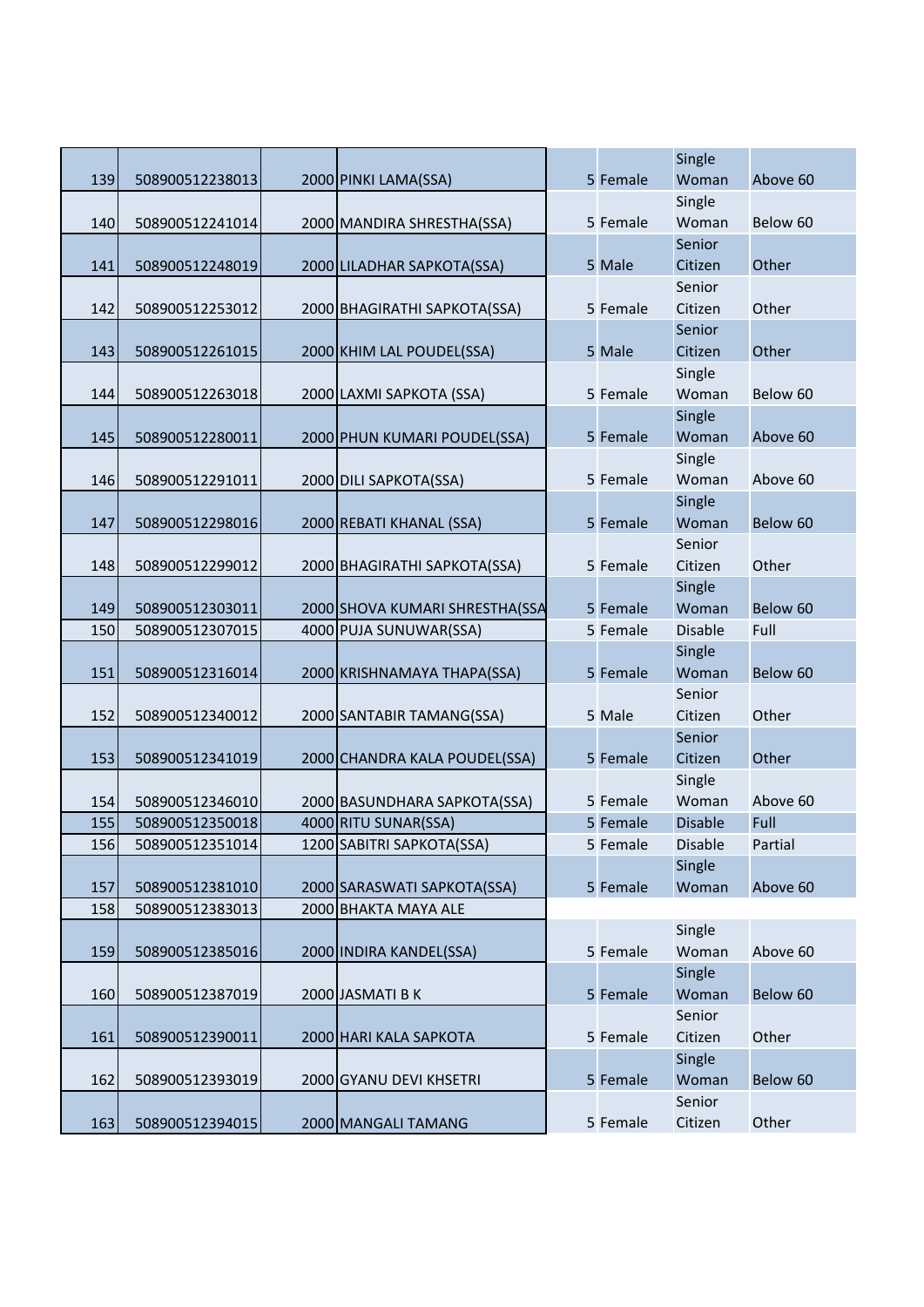| | | | | | | | |
|---|---|---|---|---|---|---|---|
| 139 | 508900512238013 | 2000 | PINKI LAMA(SSA) | 5 | Female | Single Woman | Above 60 |
| 140 | 508900512241014 | 2000 | MANDIRA SHRESTHA(SSA) | 5 | Female | Single Woman | Below 60 |
| 141 | 508900512248019 | 2000 | LILADHAR SAPKOTA(SSA) | 5 | Male | Senior Citizen | Other |
| 142 | 508900512253012 | 2000 | BHAGIRATHI SAPKOTA(SSA) | 5 | Female | Senior Citizen | Other |
| 143 | 508900512261015 | 2000 | KHIM LAL POUDEL(SSA) | 5 | Male | Senior Citizen | Other |
| 144 | 508900512263018 | 2000 | LAXMI SAPKOTA (SSA) | 5 | Female | Single Woman | Below 60 |
| 145 | 508900512280011 | 2000 | PHUN KUMARI POUDEL(SSA) | 5 | Female | Single Woman | Above 60 |
| 146 | 508900512291011 | 2000 | DILI SAPKOTA(SSA) | 5 | Female | Single Woman | Above 60 |
| 147 | 508900512298016 | 2000 | REBATI KHANAL (SSA) | 5 | Female | Single Woman | Below 60 |
| 148 | 508900512299012 | 2000 | BHAGIRATHI SAPKOTA(SSA) | 5 | Female | Senior Citizen | Other |
| 149 | 508900512303011 | 2000 | SHOVA KUMARI SHRESTHA(SSA | 5 | Female | Single Woman | Below 60 |
| 150 | 508900512307015 | 4000 | PUJA SUNUWAR(SSA) | 5 | Female | Disable | Full |
| 151 | 508900512316014 | 2000 | KRISHNAMAYA THAPA(SSA) | 5 | Female | Single Woman | Below 60 |
| 152 | 508900512340012 | 2000 | SANTABIR TAMANG(SSA) | 5 | Male | Senior Citizen | Other |
| 153 | 508900512341019 | 2000 | CHANDRA KALA POUDEL(SSA) | 5 | Female | Senior Citizen | Other |
| 154 | 508900512346010 | 2000 | BASUNDHARA SAPKOTA(SSA) | 5 | Female | Single Woman | Above 60 |
| 155 | 508900512350018 | 4000 | RITU SUNAR(SSA) | 5 | Female | Disable | Full |
| 156 | 508900512351014 | 1200 | SABITRI SAPKOTA(SSA) | 5 | Female | Disable | Partial |
| 157 | 508900512381010 | 2000 | SARASWATI SAPKOTA(SSA) | 5 | Female | Single Woman | Above 60 |
| 158 | 508900512383013 | 2000 | BHAKTA MAYA ALE | | | | |
| 159 | 508900512385016 | 2000 | INDIRA KANDEL(SSA) | 5 | Female | Single Woman | Above 60 |
| 160 | 508900512387019 | 2000 | JASMATI B K | 5 | Female | Single Woman | Below 60 |
| 161 | 508900512390011 | 2000 | HARI KALA SAPKOTA | 5 | Female | Senior Citizen | Other |
| 162 | 508900512393019 | 2000 | GYANU DEVI KHSETRI | 5 | Female | Single Woman | Below 60 |
| 163 | 508900512394015 | 2000 | MANGALI TAMANG | 5 | Female | Senior Citizen | Other |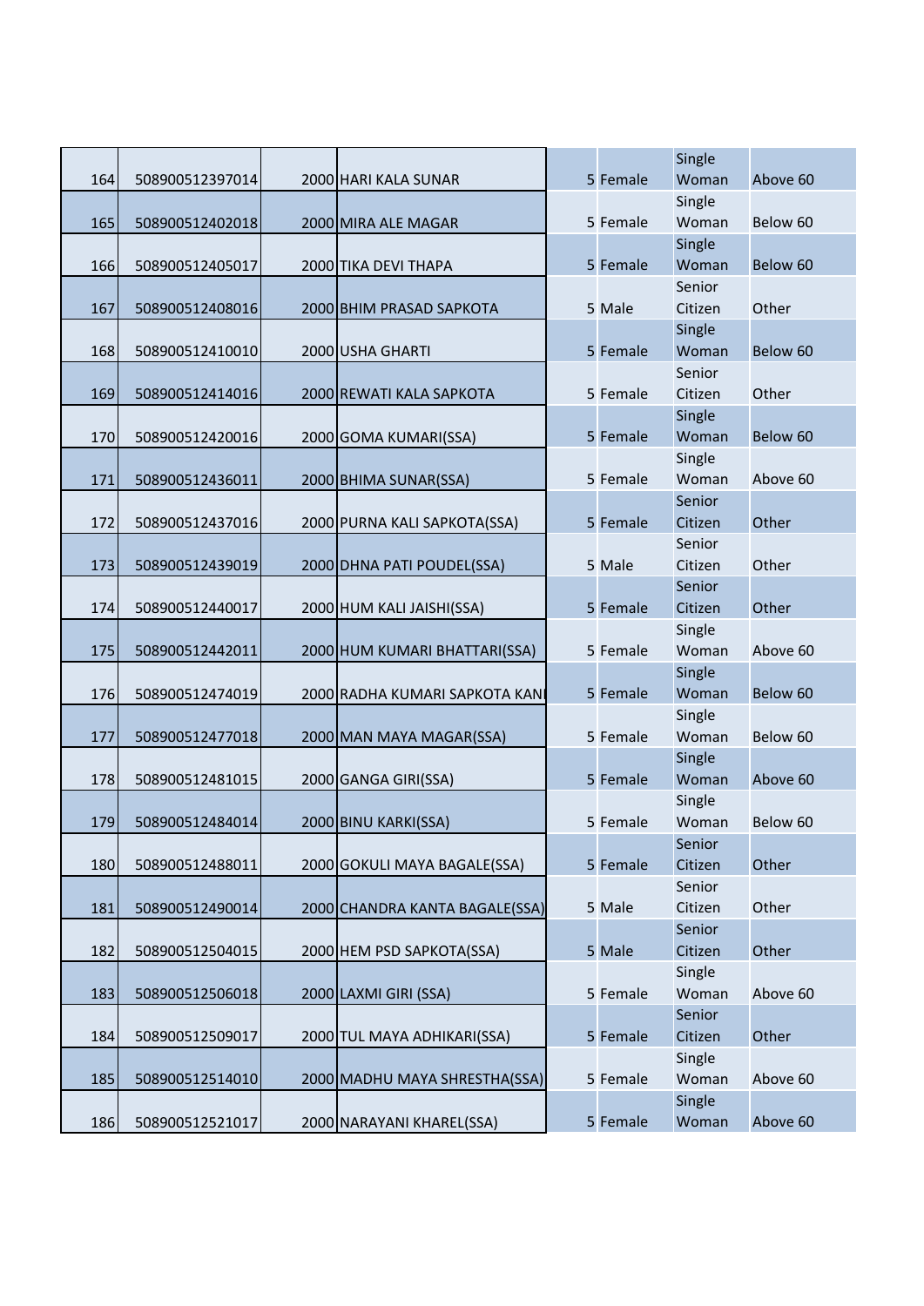| | | | | | | | |
|---|---|---|---|---|---|---|---|
| 164 | 508900512397014 | 2000 | HARI KALA SUNAR | 5 | Female | Single Woman | Above 60 |
| 165 | 508900512402018 | 2000 | MIRA ALE MAGAR | 5 | Female | Single Woman | Below 60 |
| 166 | 508900512405017 | 2000 | TIKA DEVI THAPA | 5 | Female | Single Woman | Below 60 |
| 167 | 508900512408016 | 2000 | BHIM PRASAD SAPKOTA | 5 | Male | Senior Citizen | Other |
| 168 | 508900512410010 | 2000 | USHA GHARTI | 5 | Female | Single Woman | Below 60 |
| 169 | 508900512414016 | 2000 | REWATI KALA SAPKOTA | 5 | Female | Senior Citizen | Other |
| 170 | 508900512420016 | 2000 | GOMA KUMARI(SSA) | 5 | Female | Single Woman | Below 60 |
| 171 | 508900512436011 | 2000 | BHIMA SUNAR(SSA) | 5 | Female | Single Woman | Above 60 |
| 172 | 508900512437016 | 2000 | PURNA KALI SAPKOTA(SSA) | 5 | Female | Senior Citizen | Other |
| 173 | 508900512439019 | 2000 | DHNA PATI POUDEL(SSA) | 5 | Male | Senior Citizen | Other |
| 174 | 508900512440017 | 2000 | HUM KALI JAISHI(SSA) | 5 | Female | Senior Citizen | Other |
| 175 | 508900512442011 | 2000 | HUM KUMARI BHATTARI(SSA) | 5 | Female | Single Woman | Above 60 |
| 176 | 508900512474019 | 2000 | RADHA KUMARI SAPKOTA KANI | 5 | Female | Single Woman | Below 60 |
| 177 | 508900512477018 | 2000 | MAN MAYA MAGAR(SSA) | 5 | Female | Single Woman | Below 60 |
| 178 | 508900512481015 | 2000 | GANGA GIRI(SSA) | 5 | Female | Single Woman | Above 60 |
| 179 | 508900512484014 | 2000 | BINU KARKI(SSA) | 5 | Female | Single Woman | Below 60 |
| 180 | 508900512488011 | 2000 | GOKULI MAYA BAGALE(SSA) | 5 | Female | Senior Citizen | Other |
| 181 | 508900512490014 | 2000 | CHANDRA KANTA BAGALE(SSA) | 5 | Male | Senior Citizen | Other |
| 182 | 508900512504015 | 2000 | HEM PSD SAPKOTA(SSA) | 5 | Male | Senior Citizen | Other |
| 183 | 508900512506018 | 2000 | LAXMI GIRI (SSA) | 5 | Female | Single Woman | Above 60 |
| 184 | 508900512509017 | 2000 | TUL MAYA ADHIKARI(SSA) | 5 | Female | Senior Citizen | Other |
| 185 | 508900512514010 | 2000 | MADHU MAYA SHRESTHA(SSA) | 5 | Female | Single Woman | Above 60 |
| 186 | 508900512521017 | 2000 | NARAYANI KHAREL(SSA) | 5 | Female | Single Woman | Above 60 |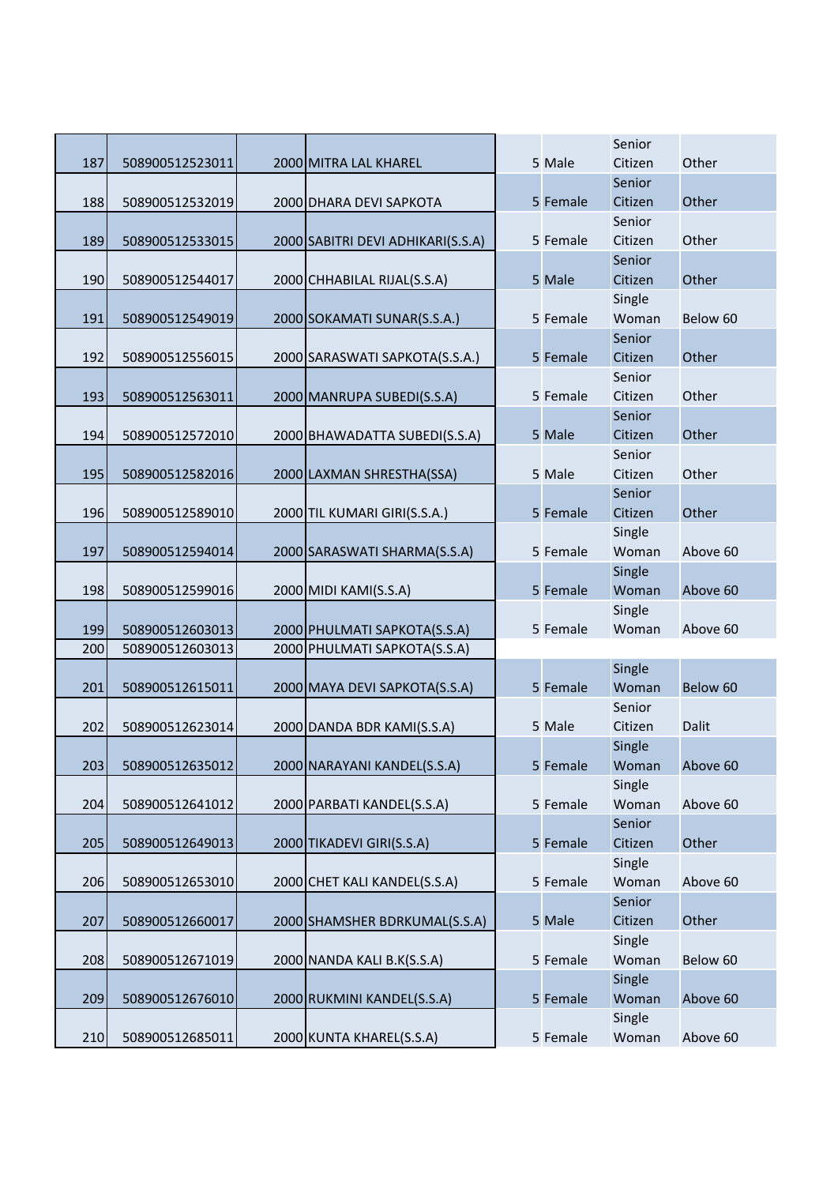|  |  |  |  |  |  |  |  |  |
|---|---|---|---|---|---|---|---|---|
| 187 | 508900512523011 | 2000 | MITRA LAL KHAREL |  | 5 | Male | Senior Citizen | Other |
| 188 | 508900512532019 | 2000 | DHARA DEVI SAPKOTA |  | 5 | Female | Senior Citizen | Other |
| 189 | 508900512533015 | 2000 | SABITRI DEVI ADHIKARI(S.S.A) |  | 5 | Female | Senior Citizen | Other |
| 190 | 508900512544017 | 2000 | CHHABILAL RIJAL(S.S.A) |  | 5 | Male | Senior Citizen | Other |
| 191 | 508900512549019 | 2000 | SOKAMATI SUNAR(S.S.A.) |  | 5 | Female | Single Woman | Below 60 |
| 192 | 508900512556015 | 2000 | SARASWATI SAPKOTA(S.S.A.) |  | 5 | Female | Senior Citizen | Other |
| 193 | 508900512563011 | 2000 | MANRUPA SUBEDI(S.S.A) |  | 5 | Female | Senior Citizen | Other |
| 194 | 508900512572010 | 2000 | BHAWADATTA SUBEDI(S.S.A) |  | 5 | Male | Senior Citizen | Other |
| 195 | 508900512582016 | 2000 | LAXMAN SHRESTHA(SSA) |  | 5 | Male | Senior Citizen | Other |
| 196 | 508900512589010 | 2000 | TIL KUMARI GIRI(S.S.A.) |  | 5 | Female | Senior Citizen | Other |
| 197 | 508900512594014 | 2000 | SARASWATI SHARMA(S.S.A) |  | 5 | Female | Single Woman | Above 60 |
| 198 | 508900512599016 | 2000 | MIDI KAMI(S.S.A) |  | 5 | Female | Single Woman | Above 60 |
| 199 | 508900512603013 | 2000 | PHULMATI SAPKOTA(S.S.A) |  | 5 | Female | Single Woman | Above 60 |
| 200 | 508900512603013 | 2000 | PHULMATI SAPKOTA(S.S.A) |  |  |  |  |  |
| 201 | 508900512615011 | 2000 | MAYA DEVI SAPKOTA(S.S.A) |  | 5 | Female | Single Woman | Below 60 |
| 202 | 508900512623014 | 2000 | DANDA BDR KAMI(S.S.A) |  | 5 | Male | Senior Citizen | Dalit |
| 203 | 508900512635012 | 2000 | NARAYANI KANDEL(S.S.A) |  | 5 | Female | Single Woman | Above 60 |
| 204 | 508900512641012 | 2000 | PARBATI KANDEL(S.S.A) |  | 5 | Female | Single Woman | Above 60 |
| 205 | 508900512649013 | 2000 | TIKADEVI GIRI(S.S.A) |  | 5 | Female | Senior Citizen | Other |
| 206 | 508900512653010 | 2000 | CHET KALI KANDEL(S.S.A) |  | 5 | Female | Single Woman | Above 60 |
| 207 | 508900512660017 | 2000 | SHAMSHER BDRKUMAL(S.S.A) |  | 5 | Male | Senior Citizen | Other |
| 208 | 508900512671019 | 2000 | NANDA KALI B.K(S.S.A) |  | 5 | Female | Single Woman | Below 60 |
| 209 | 508900512676010 | 2000 | RUKMINI KANDEL(S.S.A) |  | 5 | Female | Single Woman | Above 60 |
| 210 | 508900512685011 | 2000 | KUNTA KHAREL(S.S.A) |  | 5 | Female | Single Woman | Above 60 |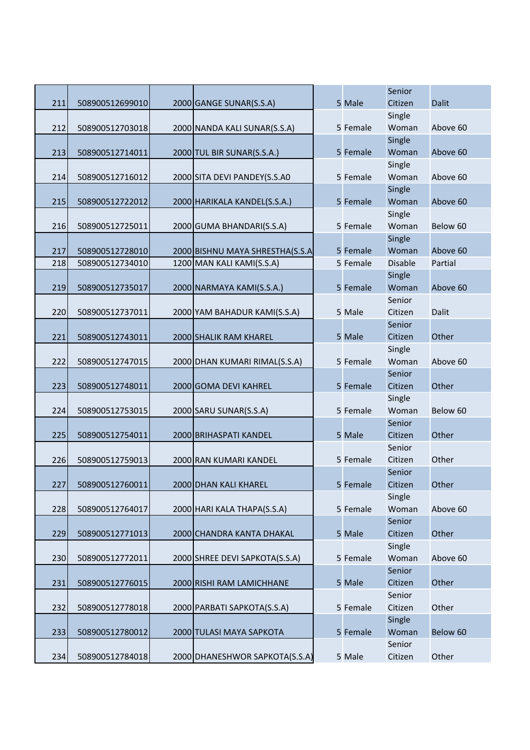| | | | | | | | |
|---|---|---|---|---|---|---|---|
| 211 | 508900512699010 | 2000 | GANGE SUNAR(S.S.A) | 5 | Male | Senior Citizen | Dalit |
| 212 | 508900512703018 | 2000 | NANDA KALI SUNAR(S.S.A) | 5 | Female | Single Woman | Above 60 |
| 213 | 508900512714011 | 2000 | TUL BIR SUNAR(S.S.A.) | 5 | Female | Single Woman | Above 60 |
| 214 | 508900512716012 | 2000 | SITA DEVI PANDEY(S.S.A0 | 5 | Female | Single Woman | Above 60 |
| 215 | 508900512722012 | 2000 | HARIKALA KANDEL(S.S.A.) | 5 | Female | Single Woman | Above 60 |
| 216 | 508900512725011 | 2000 | GUMA BHANDARI(S.S.A) | 5 | Female | Single Woman | Below 60 |
| 217 | 508900512728010 | 2000 | BISHNU MAYA SHRESTHA(S.S.A | 5 | Female | Single Woman | Above 60 |
| 218 | 508900512734010 | 1200 | MAN KALI KAMI(S.S.A) | 5 | Female | Disable | Partial |
| 219 | 508900512735017 | 2000 | NARMAYA KAMI(S.S.A.) | 5 | Female | Single Woman | Above 60 |
| 220 | 508900512737011 | 2000 | YAM BAHADUR KAMI(S.S.A) | 5 | Male | Senior Citizen | Dalit |
| 221 | 508900512743011 | 2000 | SHALIK RAM KHAREL | 5 | Male | Senior Citizen | Other |
| 222 | 508900512747015 | 2000 | DHAN KUMARI RIMAL(S.S.A) | 5 | Female | Single Woman | Above 60 |
| 223 | 508900512748011 | 2000 | GOMA DEVI KAHREL | 5 | Female | Senior Citizen | Other |
| 224 | 508900512753015 | 2000 | SARU SUNAR(S.S.A) | 5 | Female | Single Woman | Below 60 |
| 225 | 508900512754011 | 2000 | BRIHASPATI KANDEL | 5 | Male | Senior Citizen | Other |
| 226 | 508900512759013 | 2000 | RAN KUMARI KANDEL | 5 | Female | Senior Citizen | Other |
| 227 | 508900512760011 | 2000 | DHAN KALI KHAREL | 5 | Female | Senior Citizen | Other |
| 228 | 508900512764017 | 2000 | HARI KALA THAPA(S.S.A) | 5 | Female | Single Woman | Above 60 |
| 229 | 508900512771013 | 2000 | CHANDRA KANTA DHAKAL | 5 | Male | Senior Citizen | Other |
| 230 | 508900512772011 | 2000 | SHREE DEVI SAPKOTA(S.S.A) | 5 | Female | Single Woman | Above 60 |
| 231 | 508900512776015 | 2000 | RISHI RAM LAMICHHANE | 5 | Male | Senior Citizen | Other |
| 232 | 508900512778018 | 2000 | PARBATI SAPKOTA(S.S.A) | 5 | Female | Senior Citizen | Other |
| 233 | 508900512780012 | 2000 | TULASI MAYA SAPKOTA | 5 | Female | Single Woman | Below 60 |
| 234 | 508900512784018 | 2000 | DHANESHWOR SAPKOTA(S.S.A) | 5 | Male | Senior Citizen | Other |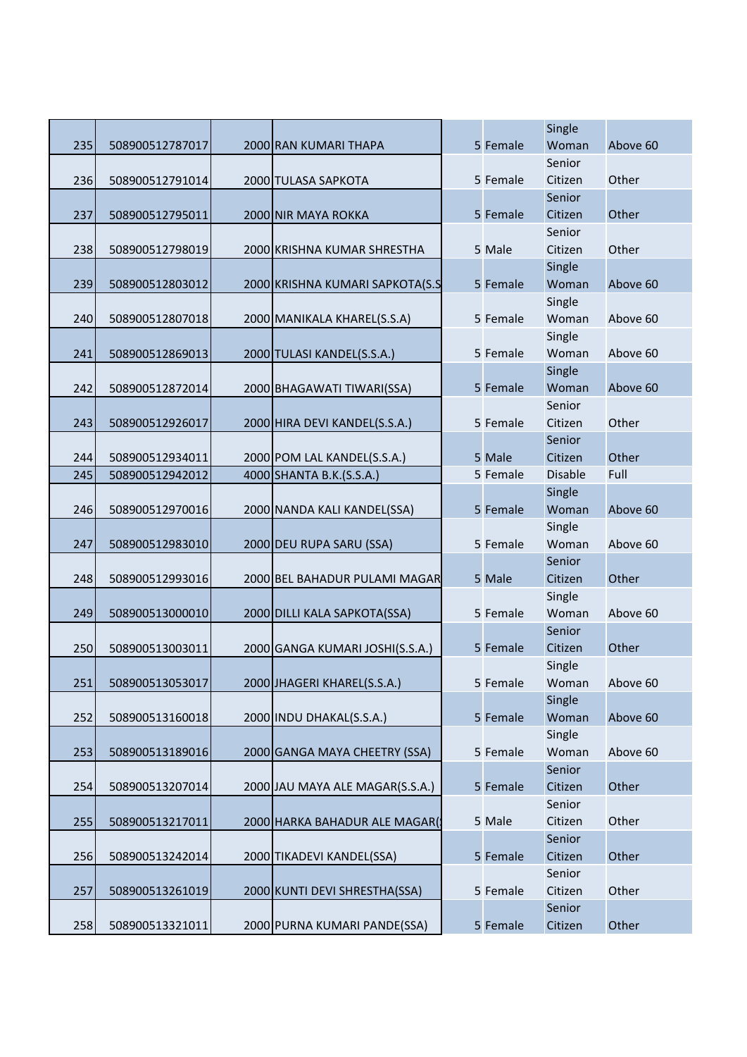| | | | | | | | |
|---|---|---|---|---|---|---|---|
| 235 | 508900512787017 | 2000 | RAN KUMARI THAPA | 5 | Female | Single Woman | Above 60 |
| 236 | 508900512791014 | 2000 | TULASA SAPKOTA | 5 | Female | Senior Citizen | Other |
| 237 | 508900512795011 | 2000 | NIR MAYA ROKKA | 5 | Female | Senior Citizen | Other |
| 238 | 508900512798019 | 2000 | KRISHNA KUMAR SHRESTHA | 5 | Male | Senior Citizen | Other |
| 239 | 508900512803012 | 2000 | KRISHNA KUMARI SAPKOTA(S.S | 5 | Female | Single Woman | Above 60 |
| 240 | 508900512807018 | 2000 | MANIKALA KHAREL(S.S.A) | 5 | Female | Single Woman | Above 60 |
| 241 | 508900512869013 | 2000 | TULASI KANDEL(S.S.A.) | 5 | Female | Single Woman | Above 60 |
| 242 | 508900512872014 | 2000 | BHAGAWATI TIWARI(SSA) | 5 | Female | Single Woman | Above 60 |
| 243 | 508900512926017 | 2000 | HIRA DEVI KANDEL(S.S.A.) | 5 | Female | Senior Citizen | Other |
| 244 | 508900512934011 | 2000 | POM LAL KANDEL(S.S.A.) | 5 | Male | Senior Citizen | Other |
| 245 | 508900512942012 | 4000 | SHANTA B.K.(S.S.A.) | 5 | Female | Disable | Full |
| 246 | 508900512970016 | 2000 | NANDA KALI KANDEL(SSA) | 5 | Female | Single Woman | Above 60 |
| 247 | 508900512983010 | 2000 | DEU RUPA SARU (SSA) | 5 | Female | Single Woman | Above 60 |
| 248 | 508900512993016 | 2000 | BEL BAHADUR PULAMI MAGAR | 5 | Male | Senior Citizen | Other |
| 249 | 508900513000010 | 2000 | DILLI KALA SAPKOTA(SSA) | 5 | Female | Single Woman | Above 60 |
| 250 | 508900513003011 | 2000 | GANGA KUMARI JOSHI(S.S.A.) | 5 | Female | Senior Citizen | Other |
| 251 | 508900513053017 | 2000 | JHAGERI KHAREL(S.S.A.) | 5 | Female | Single Woman | Above 60 |
| 252 | 508900513160018 | 2000 | INDU DHAKAL(S.S.A.) | 5 | Female | Single Woman | Above 60 |
| 253 | 508900513189016 | 2000 | GANGA MAYA CHEETRY (SSA) | 5 | Female | Single Woman | Above 60 |
| 254 | 508900513207014 | 2000 | JAU MAYA ALE MAGAR(S.S.A.) | 5 | Female | Senior Citizen | Other |
| 255 | 508900513217011 | 2000 | HARKA BAHADUR ALE MAGAR( | 5 | Male | Senior Citizen | Other |
| 256 | 508900513242014 | 2000 | TIKADEVI KANDEL(SSA) | 5 | Female | Senior Citizen | Other |
| 257 | 508900513261019 | 2000 | KUNTI DEVI SHRESTHA(SSA) | 5 | Female | Senior Citizen | Other |
| 258 | 508900513321011 | 2000 | PURNA KUMARI PANDE(SSA) | 5 | Female | Senior Citizen | Other |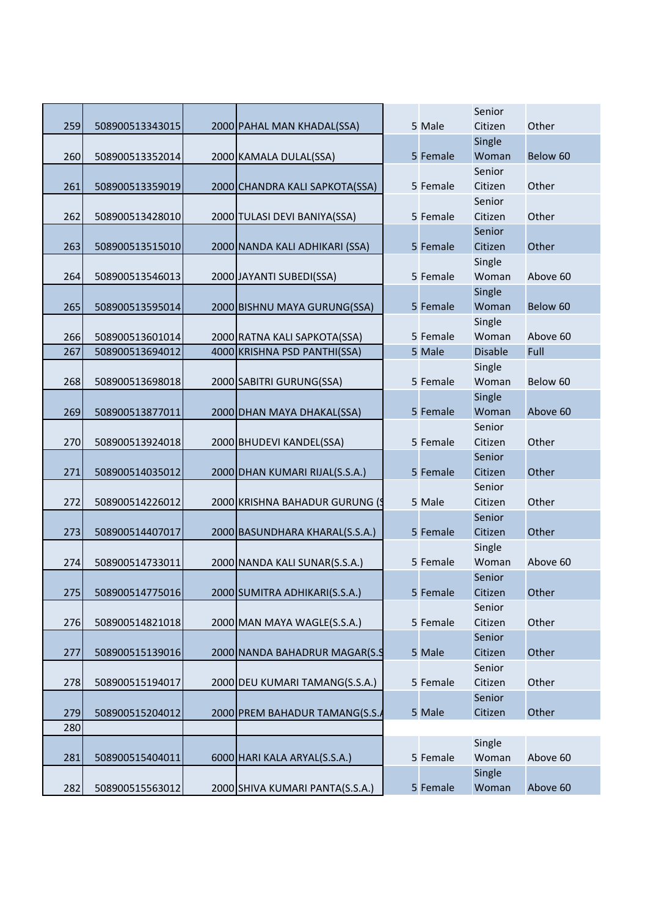| | | | | | | | |
|---|---|---|---|---|---|---|---|
| 259 | 508900513343015 | 2000 | PAHAL MAN KHADAL(SSA) | 5 | Male | Senior Citizen | Other |
| 260 | 508900513352014 | 2000 | KAMALA DULAL(SSA) | 5 | Female | Single Woman | Below 60 |
| 261 | 508900513359019 | 2000 | CHANDRA KALI SAPKOTA(SSA) | 5 | Female | Senior Citizen | Other |
| 262 | 508900513428010 | 2000 | TULASI DEVI BANIYA(SSA) | 5 | Female | Senior Citizen | Other |
| 263 | 508900513515010 | 2000 | NANDA KALI ADHIKARI (SSA) | 5 | Female | Senior Citizen | Other |
| 264 | 508900513546013 | 2000 | JAYANTI SUBEDI(SSA) | 5 | Female | Single Woman | Above 60 |
| 265 | 508900513595014 | 2000 | BISHNU MAYA GURUNG(SSA) | 5 | Female | Single Woman | Below 60 |
| 266 | 508900513601014 | 2000 | RATNA KALI SAPKOTA(SSA) | 5 | Female | Single Woman | Above 60 |
| 267 | 508900513694012 | 4000 | KRISHNA PSD PANTHI(SSA) | 5 | Male | Disable | Full |
| 268 | 508900513698018 | 2000 | SABITRI GURUNG(SSA) | 5 | Female | Single Woman | Below 60 |
| 269 | 508900513877011 | 2000 | DHAN MAYA DHAKAL(SSA) | 5 | Female | Single Woman | Above 60 |
| 270 | 508900513924018 | 2000 | BHUDEVI KANDEL(SSA) | 5 | Female | Senior Citizen | Other |
| 271 | 508900514035012 | 2000 | DHAN KUMARI RIJAL(S.S.A.) | 5 | Female | Senior Citizen | Other |
| 272 | 508900514226012 | 2000 | KRISHNA BAHADUR GURUNG (S | 5 | Male | Senior Citizen | Other |
| 273 | 508900514407017 | 2000 | BASUNDHARA KHARAL(S.S.A.) | 5 | Female | Senior Citizen | Other |
| 274 | 508900514733011 | 2000 | NANDA KALI SUNAR(S.S.A.) | 5 | Female | Single Woman | Above 60 |
| 275 | 508900514775016 | 2000 | SUMITRA ADHIKARI(S.S.A.) | 5 | Female | Senior Citizen | Other |
| 276 | 508900514821018 | 2000 | MAN MAYA WAGLE(S.S.A.) | 5 | Female | Senior Citizen | Other |
| 277 | 508900515139016 | 2000 | NANDA BAHADRUR MAGAR(S.S | 5 | Male | Senior Citizen | Other |
| 278 | 508900515194017 | 2000 | DEU KUMARI TAMANG(S.S.A.) | 5 | Female | Senior Citizen | Other |
| 279 | 508900515204012 | 2000 | PREM BAHADUR TAMANG(S.S.A | 5 | Male | Senior Citizen | Other |
| 280 | | | | | | | |
| 281 | 508900515404011 | 6000 | HARI KALA ARYAL(S.S.A.) | 5 | Female | Single Woman | Above 60 |
| 282 | 508900515563012 | 2000 | SHIVA KUMARI PANTA(S.S.A.) | 5 | Female | Single Woman | Above 60 |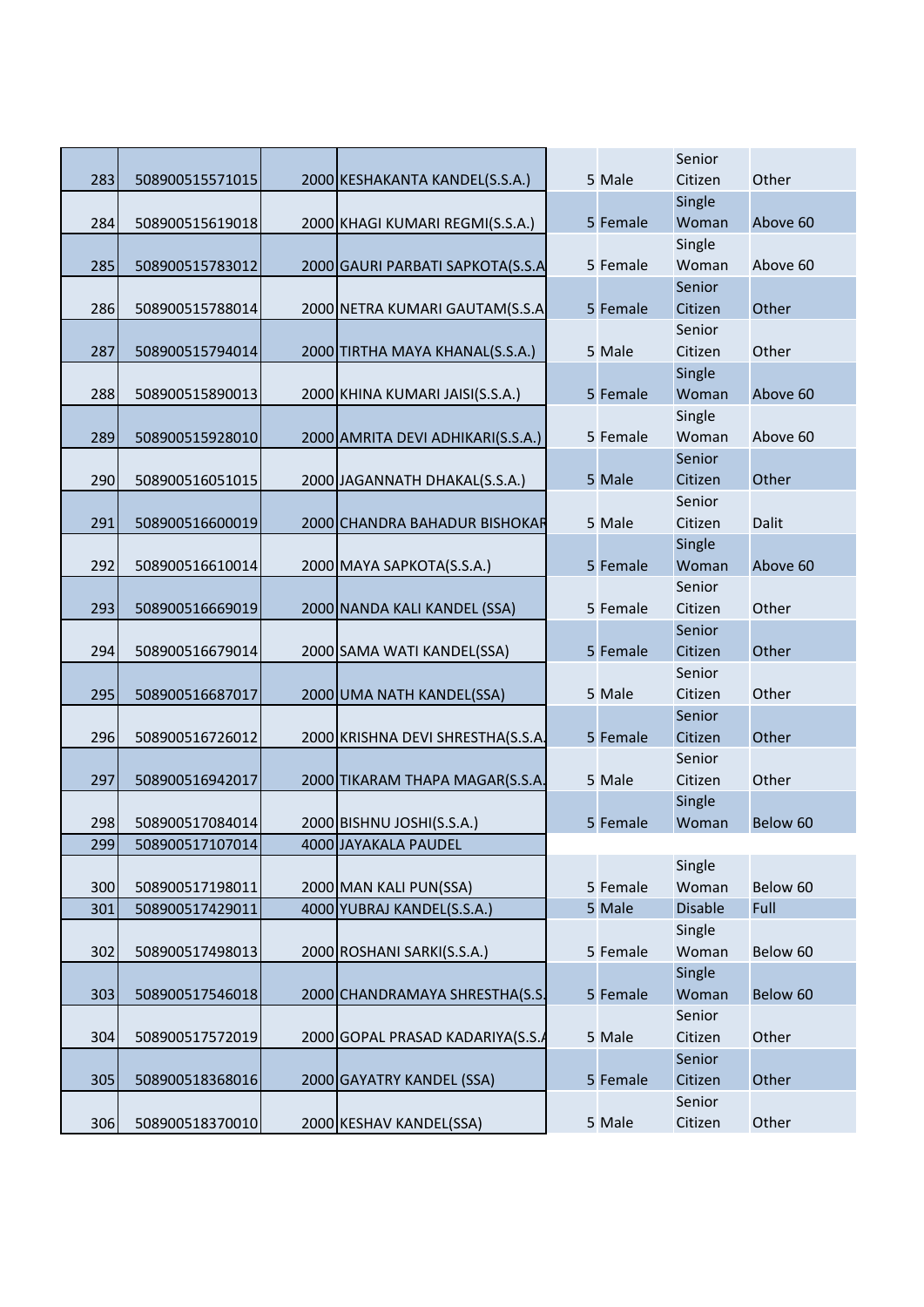| | | | | | | | |
|---|---|---|---|---|---|---|---|
| 283 | 508900515571015 | 2000 | KESHAKANTA KANDEL(S.S.A.) | 5 | Male | Senior Citizen | Other |
| 284 | 508900515619018 | 2000 | KHAGI KUMARI REGMI(S.S.A.) | 5 | Female | Single Woman | Above 60 |
| 285 | 508900515783012 | 2000 | GAURI PARBATI SAPKOTA(S.S.A | 5 | Female | Single Woman | Above 60 |
| 286 | 508900515788014 | 2000 | NETRA KUMARI GAUTAM(S.S.A | 5 | Female | Senior Citizen | Other |
| 287 | 508900515794014 | 2000 | TIRTHA MAYA KHANAL(S.S.A.) | 5 | Male | Senior Citizen | Other |
| 288 | 508900515890013 | 2000 | KHINA KUMARI JAISI(S.S.A.) | 5 | Female | Single Woman | Above 60 |
| 289 | 508900515928010 | 2000 | AMRITA DEVI ADHIKARI(S.S.A.) | 5 | Female | Single Woman | Above 60 |
| 290 | 508900516051015 | 2000 | JAGANNATH DHAKAL(S.S.A.) | 5 | Male | Senior Citizen | Other |
| 291 | 508900516600019 | 2000 | CHANDRA BAHADUR BISHOKAR | 5 | Male | Senior Citizen | Dalit |
| 292 | 508900516610014 | 2000 | MAYA SAPKOTA(S.S.A.) | 5 | Female | Single Woman | Above 60 |
| 293 | 508900516669019 | 2000 | NANDA KALI KANDEL (SSA) | 5 | Female | Senior Citizen | Other |
| 294 | 508900516679014 | 2000 | SAMA WATI KANDEL(SSA) | 5 | Female | Senior Citizen | Other |
| 295 | 508900516687017 | 2000 | UMA NATH KANDEL(SSA) | 5 | Male | Senior Citizen | Other |
| 296 | 508900516726012 | 2000 | KRISHNA DEVI SHRESTHA(S.S.A. | 5 | Female | Senior Citizen | Other |
| 297 | 508900516942017 | 2000 | TIKARAM THAPA MAGAR(S.S.A. | 5 | Male | Senior Citizen | Other |
| 298 | 508900517084014 | 2000 | BISHNU JOSHI(S.S.A.) | 5 | Female | Single Woman | Below 60 |
| 299 | 508900517107014 | 4000 | JAYAKALA PAUDEL | | | | |
| 300 | 508900517198011 | 2000 | MAN KALI PUN(SSA) | 5 | Female | Single Woman | Below 60 |
| 301 | 508900517429011 | 4000 | YUBRAJ KANDEL(S.S.A.) | 5 | Male | Disable | Full |
| 302 | 508900517498013 | 2000 | ROSHANI SARKI(S.S.A.) | 5 | Female | Single Woman | Below 60 |
| 303 | 508900517546018 | 2000 | CHANDRAMAYA SHRESTHA(S.S. | 5 | Female | Single Woman | Below 60 |
| 304 | 508900517572019 | 2000 | GOPAL PRASAD KADARIYA(S.S.A | 5 | Male | Senior Citizen | Other |
| 305 | 508900518368016 | 2000 | GAYATRY KANDEL (SSA) | 5 | Female | Senior Citizen | Other |
| 306 | 508900518370010 | 2000 | KESHAV KANDEL(SSA) | 5 | Male | Senior Citizen | Other |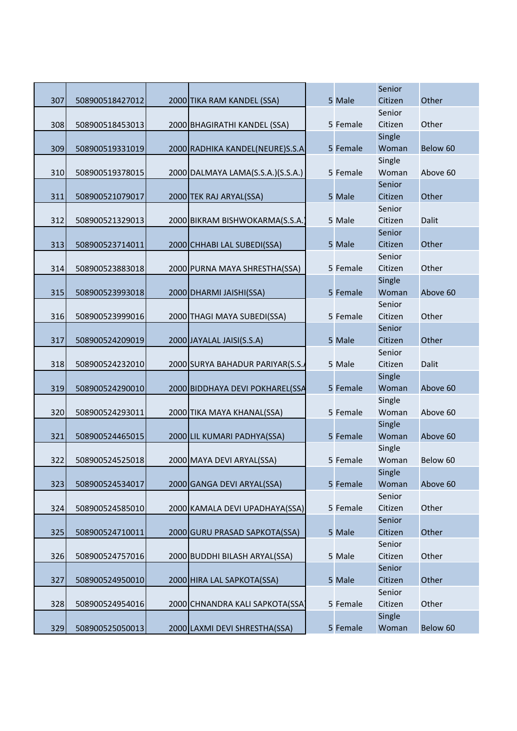| | | | | | | | | |
|---|---|---|---|---|---|---|---|---|
| 307 | 508900518427012 | 2000 | TIKA RAM KANDEL (SSA) | | 5 | Male | Senior Citizen | Other |
| 308 | 508900518453013 | 2000 | BHAGIRATHI KANDEL (SSA) | | 5 | Female | Senior Citizen | Other |
| 309 | 508900519331019 | 2000 | RADHIKA KANDEL(NEURE)S.S.A | | 5 | Female | Single Woman | Below 60 |
| 310 | 508900519378015 | 2000 | DALMAYA LAMA(S.S.A.)(S.S.A.) | | 5 | Female | Single Woman | Above 60 |
| 311 | 508900521079017 | 2000 | TEK RAJ ARYAL(SSA) | | 5 | Male | Senior Citizen | Other |
| 312 | 508900521329013 | 2000 | BIKRAM BISHWOKARMA(S.S.A.) | | 5 | Male | Senior Citizen | Dalit |
| 313 | 508900523714011 | 2000 | CHHABI LAL SUBEDI(SSA) | | 5 | Male | Senior Citizen | Other |
| 314 | 508900523883018 | 2000 | PURNA MAYA SHRESTHA(SSA) | | 5 | Female | Senior Citizen | Other |
| 315 | 508900523993018 | 2000 | DHARMI JAISHI(SSA) | | 5 | Female | Single Woman | Above 60 |
| 316 | 508900523999016 | 2000 | THAGI MAYA SUBEDI(SSA) | | 5 | Female | Senior Citizen | Other |
| 317 | 508900524209019 | 2000 | JAYALAL JAISI(S.S.A) | | 5 | Male | Senior Citizen | Other |
| 318 | 508900524232010 | 2000 | SURYA BAHADUR PARIYAR(S.S.A | | 5 | Male | Senior Citizen | Dalit |
| 319 | 508900524290010 | 2000 | BIDDHAYA DEVI POKHAREL(SSA | | 5 | Female | Single Woman | Above 60 |
| 320 | 508900524293011 | 2000 | TIKA MAYA KHANAL(SSA) | | 5 | Female | Single Woman | Above 60 |
| 321 | 508900524465015 | 2000 | LIL KUMARI PADHYA(SSA) | | 5 | Female | Single Woman | Above 60 |
| 322 | 508900524525018 | 2000 | MAYA DEVI ARYAL(SSA) | | 5 | Female | Single Woman | Below 60 |
| 323 | 508900524534017 | 2000 | GANGA DEVI ARYAL(SSA) | | 5 | Female | Single Woman | Above 60 |
| 324 | 508900524585010 | 2000 | KAMALA DEVI UPADHAYA(SSA) | | 5 | Female | Senior Citizen | Other |
| 325 | 508900524710011 | 2000 | GURU PRASAD SAPKOTA(SSA) | | 5 | Male | Senior Citizen | Other |
| 326 | 508900524757016 | 2000 | BUDDHI BILASH ARYAL(SSA) | | 5 | Male | Senior Citizen | Other |
| 327 | 508900524950010 | 2000 | HIRA LAL SAPKOTA(SSA) | | 5 | Male | Senior Citizen | Other |
| 328 | 508900524954016 | 2000 | CHNANDRA KALI SAPKOTA(SSA) | | 5 | Female | Senior Citizen | Other |
| 329 | 508900525050013 | 2000 | LAXMI DEVI SHRESTHA(SSA) | | 5 | Female | Single Woman | Below 60 |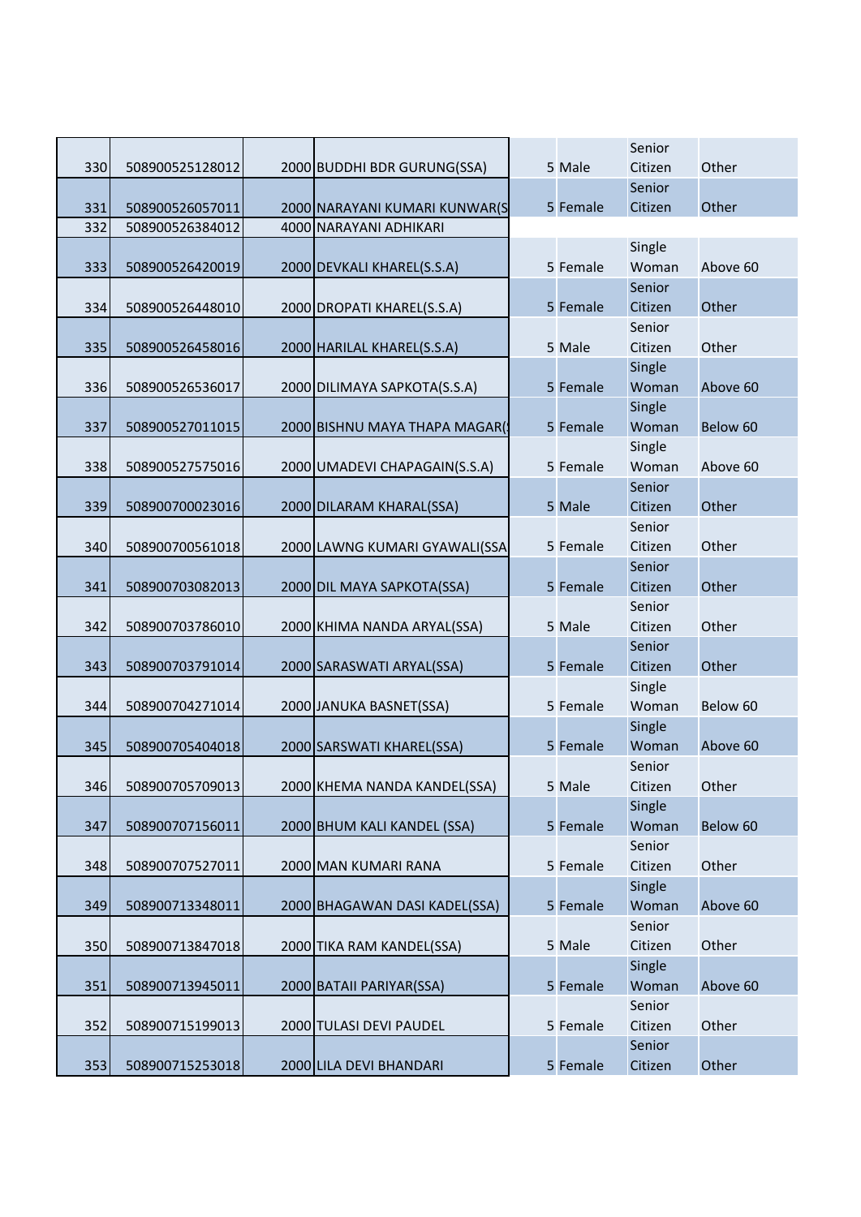| | | | | | | | |
|---|---|---|---|---|---|---|---|
| 330 | 508900525128012 | 2000 | BUDDHI BDR GURUNG(SSA) | 5 | Male | Senior Citizen | Other |
| 331 | 508900526057011 | 2000 | NARAYANI KUMARI KUNWAR(S | 5 | Female | Senior Citizen | Other |
| 332 | 508900526384012 | 4000 | NARAYANI ADHIKARI | | | | |
| 333 | 508900526420019 | 2000 | DEVKALI KHAREL(S.S.A) | 5 | Female | Single Woman | Above 60 |
| 334 | 508900526448010 | 2000 | DROPATI KHAREL(S.S.A) | 5 | Female | Senior Citizen | Other |
| 335 | 508900526458016 | 2000 | HARILAL KHAREL(S.S.A) | 5 | Male | Senior Citizen | Other |
| 336 | 508900526536017 | 2000 | DILIMAYA SAPKOTA(S.S.A) | 5 | Female | Single Woman | Above 60 |
| 337 | 508900527011015 | 2000 | BISHNU MAYA THAPA MAGAR( | 5 | Female | Single Woman | Below 60 |
| 338 | 508900527575016 | 2000 | UMADEVI CHAPAGAIN(S.S.A) | 5 | Female | Single Woman | Above 60 |
| 339 | 508900700023016 | 2000 | DILARAM KHARAL(SSA) | 5 | Male | Senior Citizen | Other |
| 340 | 508900700561018 | 2000 | LAWNG KUMARI GYAWALI(SSA | 5 | Female | Senior Citizen | Other |
| 341 | 508900703082013 | 2000 | DIL MAYA SAPKOTA(SSA) | 5 | Female | Senior Citizen | Other |
| 342 | 508900703786010 | 2000 | KHIMA NANDA ARYAL(SSA) | 5 | Male | Senior Citizen | Other |
| 343 | 508900703791014 | 2000 | SARASWATI ARYAL(SSA) | 5 | Female | Senior Citizen | Other |
| 344 | 508900704271014 | 2000 | JANUKA BASNET(SSA) | 5 | Female | Single Woman | Below 60 |
| 345 | 508900705404018 | 2000 | SARSWATI KHAREL(SSA) | 5 | Female | Single Woman | Above 60 |
| 346 | 508900705709013 | 2000 | KHEMA NANDA KANDEL(SSA) | 5 | Male | Senior Citizen | Other |
| 347 | 508900707156011 | 2000 | BHUM KALI KANDEL (SSA) | 5 | Female | Single Woman | Below 60 |
| 348 | 508900707527011 | 2000 | MAN KUMARI RANA | 5 | Female | Senior Citizen | Other |
| 349 | 508900713348011 | 2000 | BHAGAWAN DASI KADEL(SSA) | 5 | Female | Single Woman | Above 60 |
| 350 | 508900713847018 | 2000 | TIKA RAM KANDEL(SSA) | 5 | Male | Senior Citizen | Other |
| 351 | 508900713945011 | 2000 | BATAII PARIYAR(SSA) | 5 | Female | Single Woman | Above 60 |
| 352 | 508900715199013 | 2000 | TULASI DEVI PAUDEL | 5 | Female | Senior Citizen | Other |
| 353 | 508900715253018 | 2000 | LILA DEVI BHANDARI | 5 | Female | Senior Citizen | Other |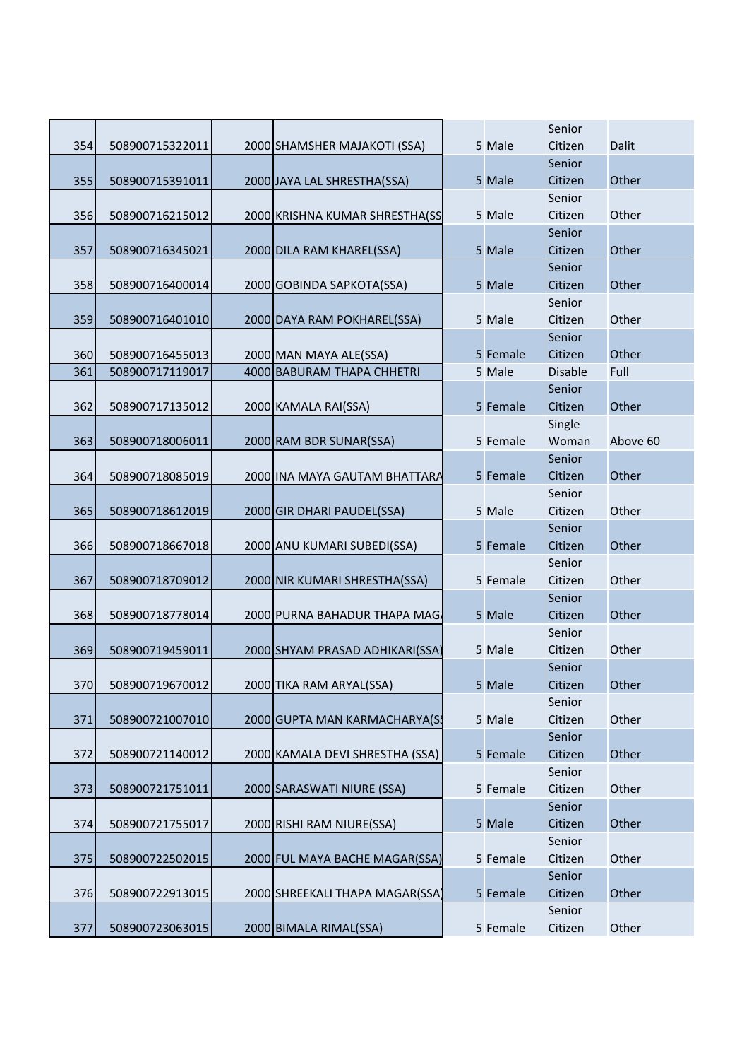| | | | | | | | |
|---|---|---|---|---|---|---|---|
| 354 | 508900715322011 | 2000 | SHAMSHER MAJAKOTI (SSA) | 5 | Male | Senior Citizen | Dalit |
| 355 | 508900715391011 | 2000 | JAYA LAL SHRESTHA(SSA) | 5 | Male | Senior Citizen | Other |
| 356 | 508900716215012 | 2000 | KRISHNA KUMAR SHRESTHA(SS | 5 | Male | Senior Citizen | Other |
| 357 | 508900716345021 | 2000 | DILA RAM KHAREL(SSA) | 5 | Male | Senior Citizen | Other |
| 358 | 508900716400014 | 2000 | GOBINDA SAPKOTA(SSA) | 5 | Male | Senior Citizen | Other |
| 359 | 508900716401010 | 2000 | DAYA RAM POKHAREL(SSA) | 5 | Male | Senior Citizen | Other |
| 360 | 508900716455013 | 2000 | MAN MAYA ALE(SSA) | 5 | Female | Senior Citizen | Other |
| 361 | 508900717119017 | 4000 | BABURAM THAPA CHHETRI | 5 | Male | Disable | Full |
| 362 | 508900717135012 | 2000 | KAMALA RAI(SSA) | 5 | Female | Senior Citizen | Other |
| 363 | 508900718006011 | 2000 | RAM BDR SUNAR(SSA) | 5 | Female | Single Woman | Above 60 |
| 364 | 508900718085019 | 2000 | INA MAYA GAUTAM BHATTARA | 5 | Female | Senior Citizen | Other |
| 365 | 508900718612019 | 2000 | GIR DHARI PAUDEL(SSA) | 5 | Male | Senior Citizen | Other |
| 366 | 508900718667018 | 2000 | ANU KUMARI SUBEDI(SSA) | 5 | Female | Senior Citizen | Other |
| 367 | 508900718709012 | 2000 | NIR KUMARI SHRESTHA(SSA) | 5 | Female | Senior Citizen | Other |
| 368 | 508900718778014 | 2000 | PURNA BAHADUR THAPA MAG/ | 5 | Male | Senior Citizen | Other |
| 369 | 508900719459011 | 2000 | SHYAM PRASAD ADHIKARI(SSA) | 5 | Male | Senior Citizen | Other |
| 370 | 508900719670012 | 2000 | TIKA RAM ARYAL(SSA) | 5 | Male | Senior Citizen | Other |
| 371 | 508900721007010 | 2000 | GUPTA MAN KARMACHARYA(S | 5 | Male | Senior Citizen | Other |
| 372 | 508900721140012 | 2000 | KAMALA DEVI SHRESTHA (SSA) | 5 | Female | Senior Citizen | Other |
| 373 | 508900721751011 | 2000 | SARASWATI NIURE (SSA) | 5 | Female | Senior Citizen | Other |
| 374 | 508900721755017 | 2000 | RISHI RAM NIURE(SSA) | 5 | Male | Senior Citizen | Other |
| 375 | 508900722502015 | 2000 | FUL MAYA BACHE MAGAR(SSA) | 5 | Female | Senior Citizen | Other |
| 376 | 508900722913015 | 2000 | SHREEKALI THAPA MAGAR(SSA | 5 | Female | Senior Citizen | Other |
| 377 | 508900723063015 | 2000 | BIMALA RIMAL(SSA) | 5 | Female | Senior Citizen | Other |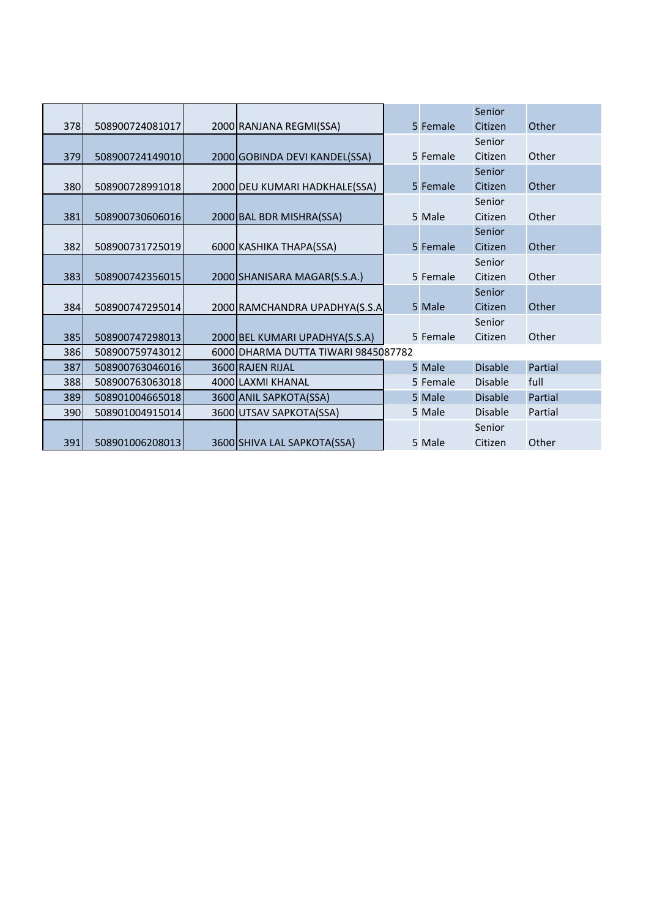| | | | | | | | |
|---|---|---|---|---|---|---|---|
| 378 | 508900724081017 | 2000 | RANJANA REGMI(SSA) | 5 | Female | Senior Citizen | Other |
| 379 | 508900724149010 | 2000 | GOBINDA DEVI KANDEL(SSA) | 5 | Female | Senior Citizen | Other |
| 380 | 508900728991018 | 2000 | DEU KUMARI HADKHALE(SSA) | 5 | Female | Senior Citizen | Other |
| 381 | 508900730606016 | 2000 | BAL BDR MISHRA(SSA) | 5 | Male | Senior Citizen | Other |
| 382 | 508900731725019 | 6000 | KASHIKA THAPA(SSA) | 5 | Female | Senior Citizen | Other |
| 383 | 508900742356015 | 2000 | SHANISARA MAGAR(S.S.A.) | 5 | Female | Senior Citizen | Other |
| 384 | 508900747295014 | 2000 | RAMCHANDRA UPADHYA(S.S.A | 5 | Male | Senior Citizen | Other |
| 385 | 508900747298013 | 2000 | BEL KUMARI UPADHYA(S.S.A) | 5 | Female | Senior Citizen | Other |
| 386 | 508900759743012 | 6000 | DHARMA DUTTA TIWARI 9845087782 | | | | |
| 387 | 508900763046016 | 3600 | RAJEN RIJAL | 5 | Male | Disable | Partial |
| 388 | 508900763063018 | 4000 | LAXMI KHANAL | 5 | Female | Disable | full |
| 389 | 508901004665018 | 3600 | ANIL SAPKOTA(SSA) | 5 | Male | Disable | Partial |
| 390 | 508901004915014 | 3600 | UTSAV SAPKOTA(SSA) | 5 | Male | Disable | Partial |
| 391 | 508901006208013 | 3600 | SHIVA LAL SAPKOTA(SSA) | 5 | Male | Senior Citizen | Other |